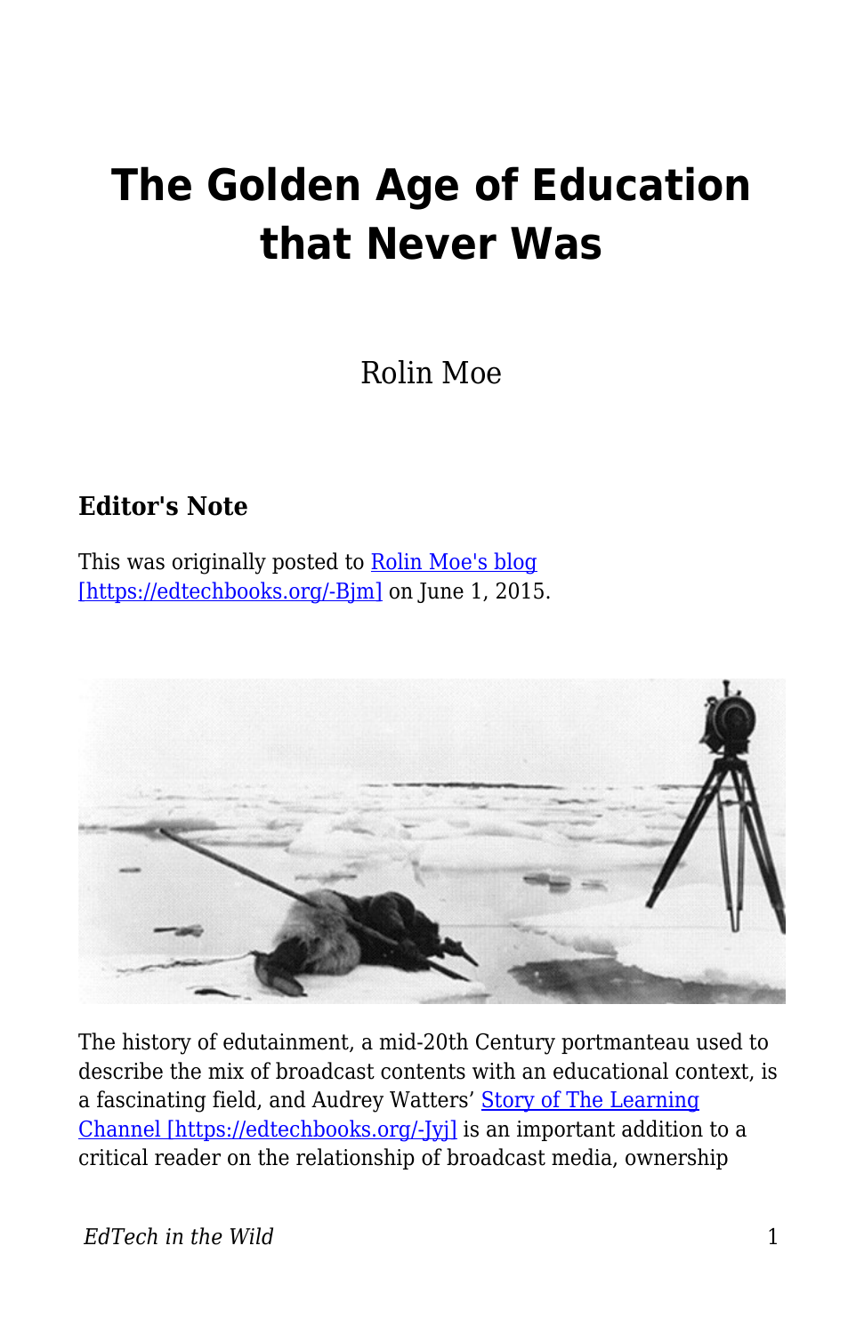# The Golden Age of Education that Never Was

Rolin Moe

### Editor's Note

This was originally posted to [Rolin Moe's blog](https://edtechbooks.org/-Bjm) [https://edtechbooks.org/-Bjm] on June 1, 2015.

The history of edutainment, a mid-20th Century portmanteau used to describe the mix of broadcast contents with an educational context, is a fascinating field, and Audrey Watters' [Story of The Learning Channel](https://edtechbooks.org/-Jyj) [https://edtechbooks.org/-Jyj] is an important addition to a critical reader on the relationship of broadcast media, ownership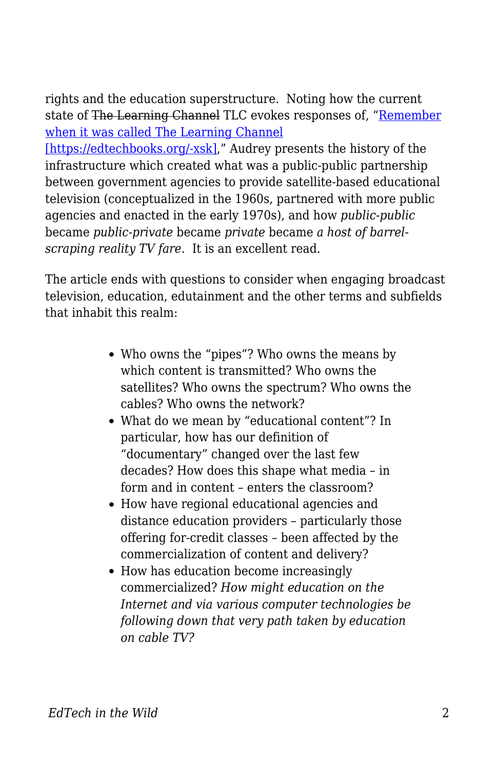rights and the education superstructure.  Noting how the current state of ~~The Learning Channel~~ TLC evokes responses of, "[Remember when it was called The Learning Channel [https://edtechbooks.org/-xsk]](https://edtechbooks.org/-xsk)," Audrey presents the history of the infrastructure which created what was a public-public partnership between government agencies to provide satellite-based educational television (conceptualized in the 1960s, partnered with more public agencies and enacted in the early 1970s), and how *public-public* became *public-private* became *private* became *a host of barrel-scraping reality TV fare*.  It is an excellent read.

The article ends with questions to consider when engaging broadcast television, education, edutainment and the other terms and subfields that inhabit this realm:

- Who owns the "pipes"? Who owns the means by which content is transmitted? Who owns the satellites? Who owns the spectrum? Who owns the cables? Who owns the network?
- What do we mean by "educational content"? In particular, how has our definition of "documentary" changed over the last few decades? How does this shape what media – in form and in content – enters the classroom?
- How have regional educational agencies and distance education providers – particularly those offering for-credit classes – been affected by the commercialization of content and delivery?
- How has education become increasingly commercialized? *How might education on the Internet and via various computer technologies be following down that very path taken by education on cable TV?*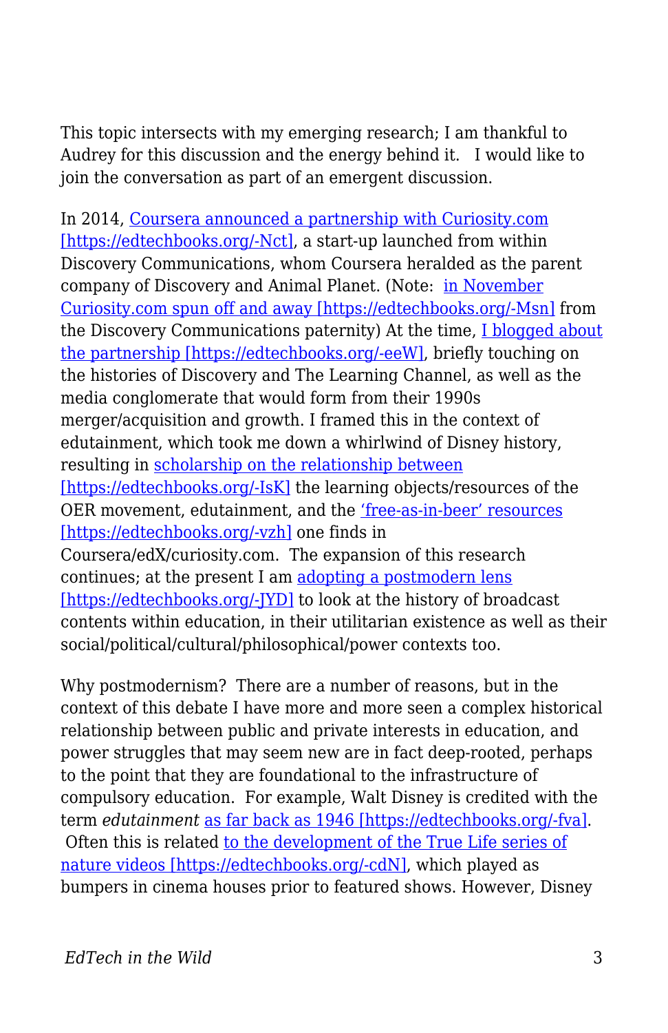This topic intersects with my emerging research; I am thankful to Audrey for this discussion and the energy behind it.   I would like to join the conversation as part of an emergent discussion.

In 2014, Coursera announced a partnership with Curiosity.com [https://edtechbooks.org/-Nct], a start-up launched from within Discovery Communications, whom Coursera heralded as the parent company of Discovery and Animal Planet. (Note:  in November Curiosity.com spun off and away [https://edtechbooks.org/-Msn] from the Discovery Communications paternity) At the time, I blogged about the partnership [https://edtechbooks.org/-eeW], briefly touching on the histories of Discovery and The Learning Channel, as well as the media conglomerate that would form from their 1990s merger/acquisition and growth. I framed this in the context of edutainment, which took me down a whirlwind of Disney history, resulting in scholarship on the relationship between [https://edtechbooks.org/-IsK] the learning objects/resources of the OER movement, edutainment, and the 'free-as-in-beer' resources [https://edtechbooks.org/-vzh] one finds in Coursera/edX/curiosity.com.  The expansion of this research continues; at the present I am adopting a postmodern lens [https://edtechbooks.org/-JYD] to look at the history of broadcast contents within education, in their utilitarian existence as well as their social/political/cultural/philosophical/power contexts too.

Why postmodernism?  There are a number of reasons, but in the context of this debate I have more and more seen a complex historical relationship between public and private interests in education, and power struggles that may seem new are in fact deep-rooted, perhaps to the point that they are foundational to the infrastructure of compulsory education.  For example, Walt Disney is credited with the term *edutainment* as far back as 1946 [https://edtechbooks.org/-fva].  Often this is related to the development of the True Life series of nature videos [https://edtechbooks.org/-cdN], which played as bumpers in cinema houses prior to featured shows. However, Disney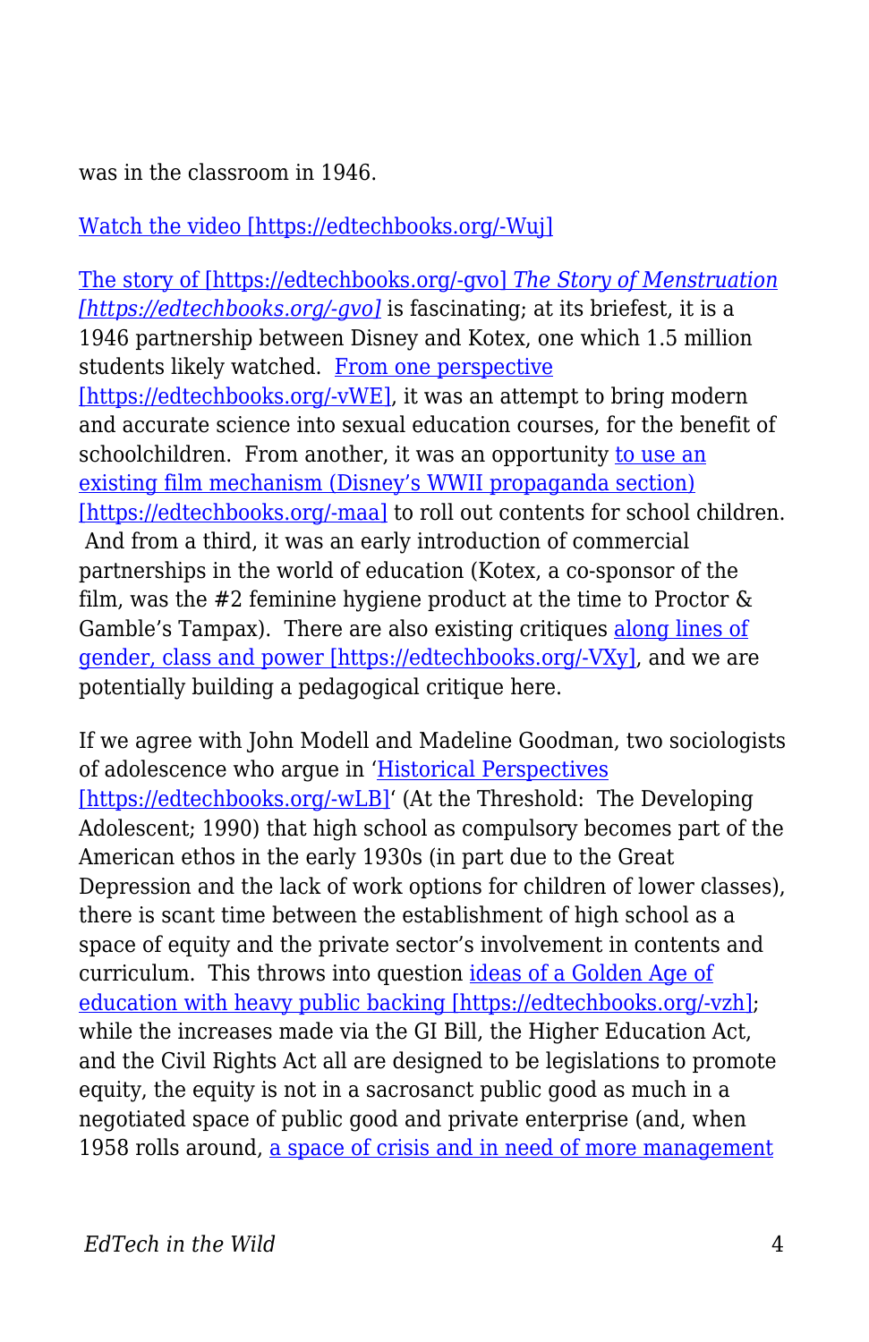was in the classroom in 1946.

[Watch the video [https://edtechbooks.org/-Wuj]](https://edtechbooks.org/-Wuj)

[The story of [https://edtechbooks.org/-gvo] *The Story of Menstruation [https://edtechbooks.org/-gvo]*](https://edtechbooks.org/-gvo) is fascinating; at its briefest, it is a 1946 partnership between Disney and Kotex, one which 1.5 million students likely watched. [From one perspective [https://edtechbooks.org/-vWE]](https://edtechbooks.org/-vWE), it was an attempt to bring modern and accurate science into sexual education courses, for the benefit of schoolchildren. From another, it was an opportunity [to use an existing film mechanism (Disney's WWII propaganda section) [https://edtechbooks.org/-maa]](https://edtechbooks.org/-maa) to roll out contents for school children. And from a third, it was an early introduction of commercial partnerships in the world of education (Kotex, a co-sponsor of the film, was the #2 feminine hygiene product at the time to Proctor & Gamble's Tampax). There are also existing critiques [along lines of gender, class and power [https://edtechbooks.org/-VXy]](https://edtechbooks.org/-VXy), and we are potentially building a pedagogical critique here.

If we agree with John Modell and Madeline Goodman, two sociologists of adolescence who argue in '[Historical Perspectives [https://edtechbooks.org/-wLB]](https://edtechbooks.org/-wLB)' (At the Threshold: The Developing Adolescent; 1990) that high school as compulsory becomes part of the American ethos in the early 1930s (in part due to the Great Depression and the lack of work options for children of lower classes), there is scant time between the establishment of high school as a space of equity and the private sector's involvement in contents and curriculum. This throws into question [ideas of a Golden Age of education with heavy public backing [https://edtechbooks.org/-vzh]](https://edtechbooks.org/-vzh); while the increases made via the GI Bill, the Higher Education Act, and the Civil Rights Act all are designed to be legislations to promote equity, the equity is not in a sacrosanct public good as much in a negotiated space of public good and private enterprise (and, when 1958 rolls around, a space of crisis and in need of more management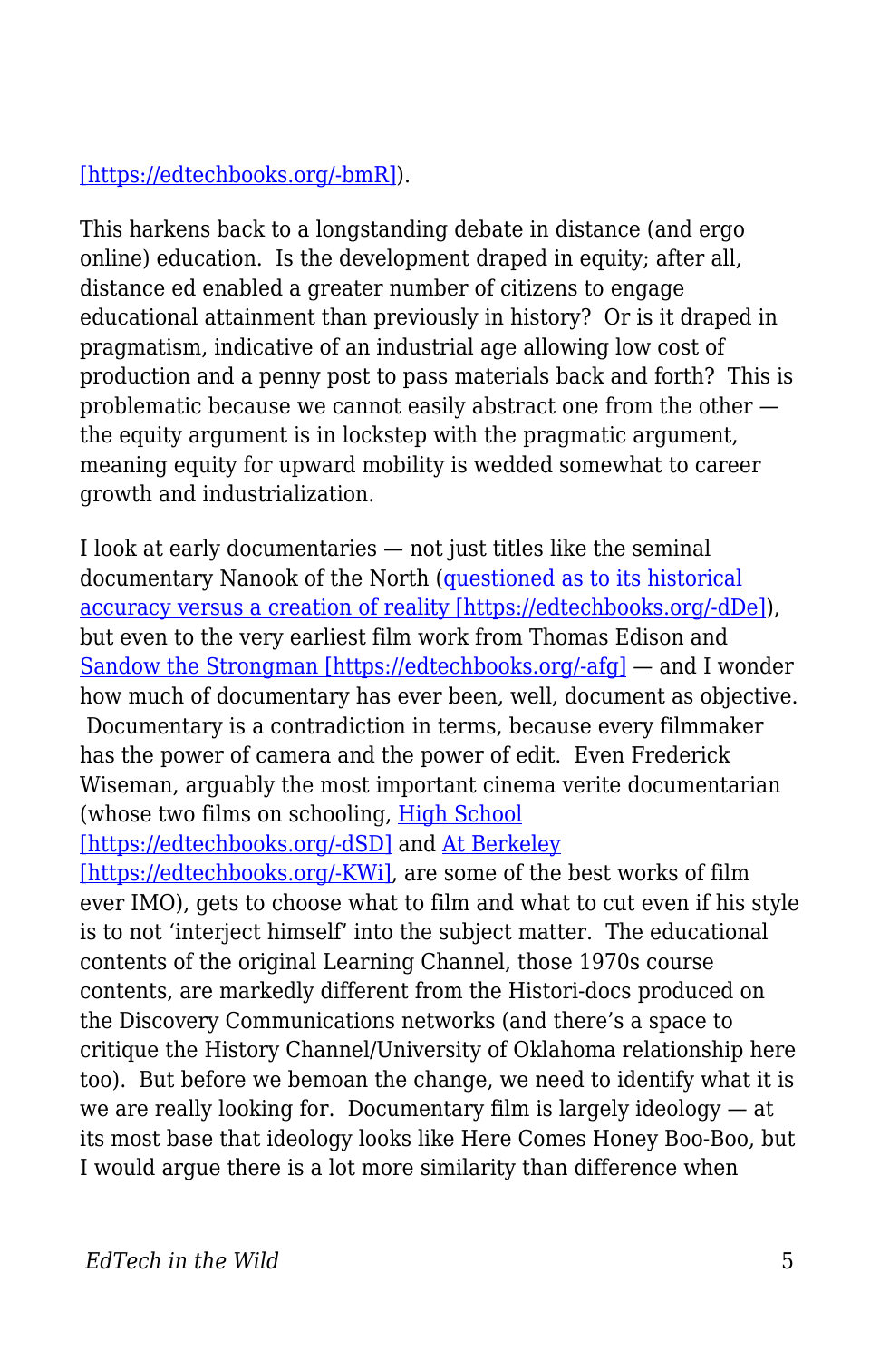[https://edtechbooks.org/-bmR]).

This harkens back to a longstanding debate in distance (and ergo online) education. Is the development draped in equity; after all, distance ed enabled a greater number of citizens to engage educational attainment than previously in history? Or is it draped in pragmatism, indicative of an industrial age allowing low cost of production and a penny post to pass materials back and forth? This is problematic because we cannot easily abstract one from the other — the equity argument is in lockstep with the pragmatic argument, meaning equity for upward mobility is wedded somewhat to career growth and industrialization.

I look at early documentaries — not just titles like the seminal documentary Nanook of the North (questioned as to its historical accuracy versus a creation of reality [https://edtechbooks.org/-dDe]), but even to the very earliest film work from Thomas Edison and Sandow the Strongman [https://edtechbooks.org/-afg] — and I wonder how much of documentary has ever been, well, document as objective. Documentary is a contradiction in terms, because every filmmaker has the power of camera and the power of edit. Even Frederick Wiseman, arguably the most important cinema verite documentarian (whose two films on schooling, High School [https://edtechbooks.org/-dSD] and At Berkeley [https://edtechbooks.org/-KWi], are some of the best works of film ever IMO), gets to choose what to film and what to cut even if his style is to not 'interject himself' into the subject matter. The educational contents of the original Learning Channel, those 1970s course contents, are markedly different from the Histori-docs produced on the Discovery Communications networks (and there's a space to critique the History Channel/University of Oklahoma relationship here too). But before we bemoan the change, we need to identify what it is we are really looking for. Documentary film is largely ideology — at its most base that ideology looks like Here Comes Honey Boo-Boo, but I would argue there is a lot more similarity than difference when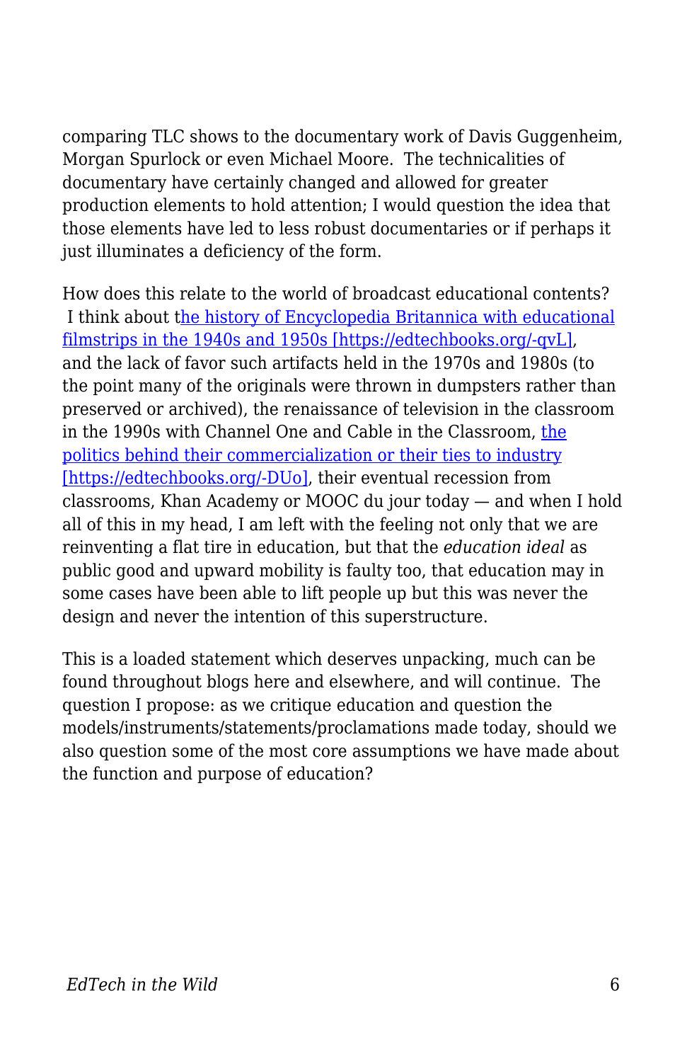comparing TLC shows to the documentary work of Davis Guggenheim, Morgan Spurlock or even Michael Moore.  The technicalities of documentary have certainly changed and allowed for greater production elements to hold attention; I would question the idea that those elements have led to less robust documentaries or if perhaps it just illuminates a deficiency of the form.

How does this relate to the world of broadcast educational contents?  I think about the history of Encyclopedia Britannica with educational filmstrips in the 1940s and 1950s [https://edtechbooks.org/-qvL], and the lack of favor such artifacts held in the 1970s and 1980s (to the point many of the originals were thrown in dumpsters rather than preserved or archived), the renaissance of television in the classroom in the 1990s with Channel One and Cable in the Classroom, the politics behind their commercialization or their ties to industry [https://edtechbooks.org/-DUo], their eventual recession from classrooms, Khan Academy or MOOC du jour today — and when I hold all of this in my head, I am left with the feeling not only that we are reinventing a flat tire in education, but that the *education ideal* as public good and upward mobility is faulty too, that education may in some cases have been able to lift people up but this was never the design and never the intention of this superstructure.

This is a loaded statement which deserves unpacking, much can be found throughout blogs here and elsewhere, and will continue.  The question I propose: as we critique education and question the models/instruments/statements/proclamations made today, should we also question some of the most core assumptions we have made about the function and purpose of education?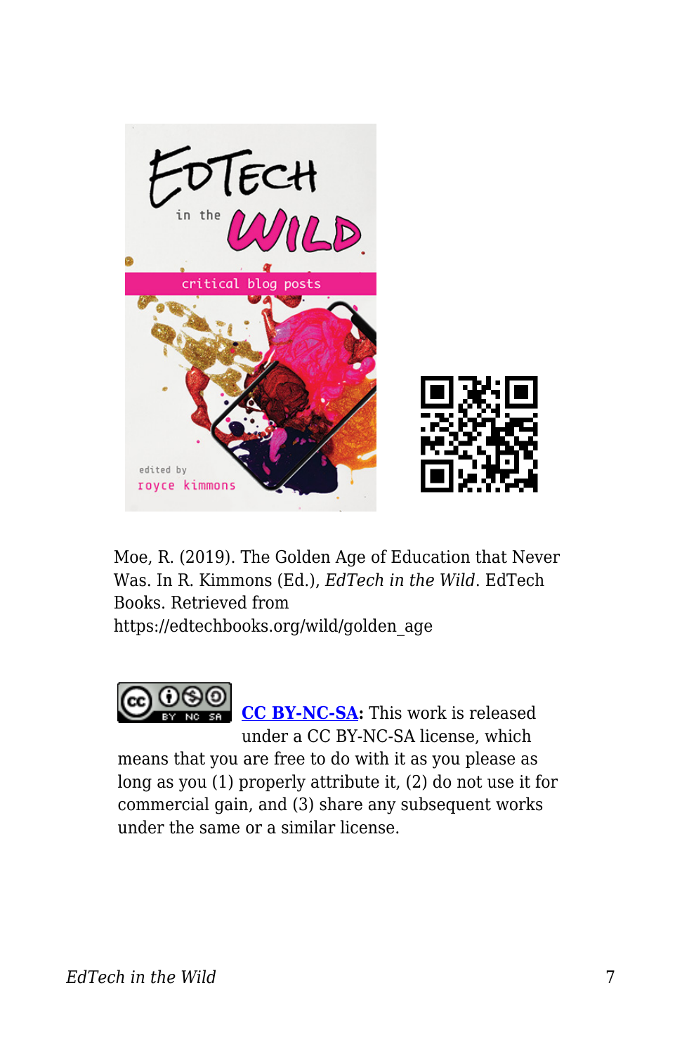Moe, R. (2019). The Golden Age of Education that Never Was. In R. Kimmons (Ed.), *EdTech in the Wild*. EdTech Books. Retrieved from https://edtechbooks.org/wild/golden_age

**CC BY-NC-SA:** This work is released under a CC BY-NC-SA license, which means that you are free to do with it as you please as long as you (1) properly attribute it, (2) do not use it for commercial gain, and (3) share any subsequent works under the same or a similar license.